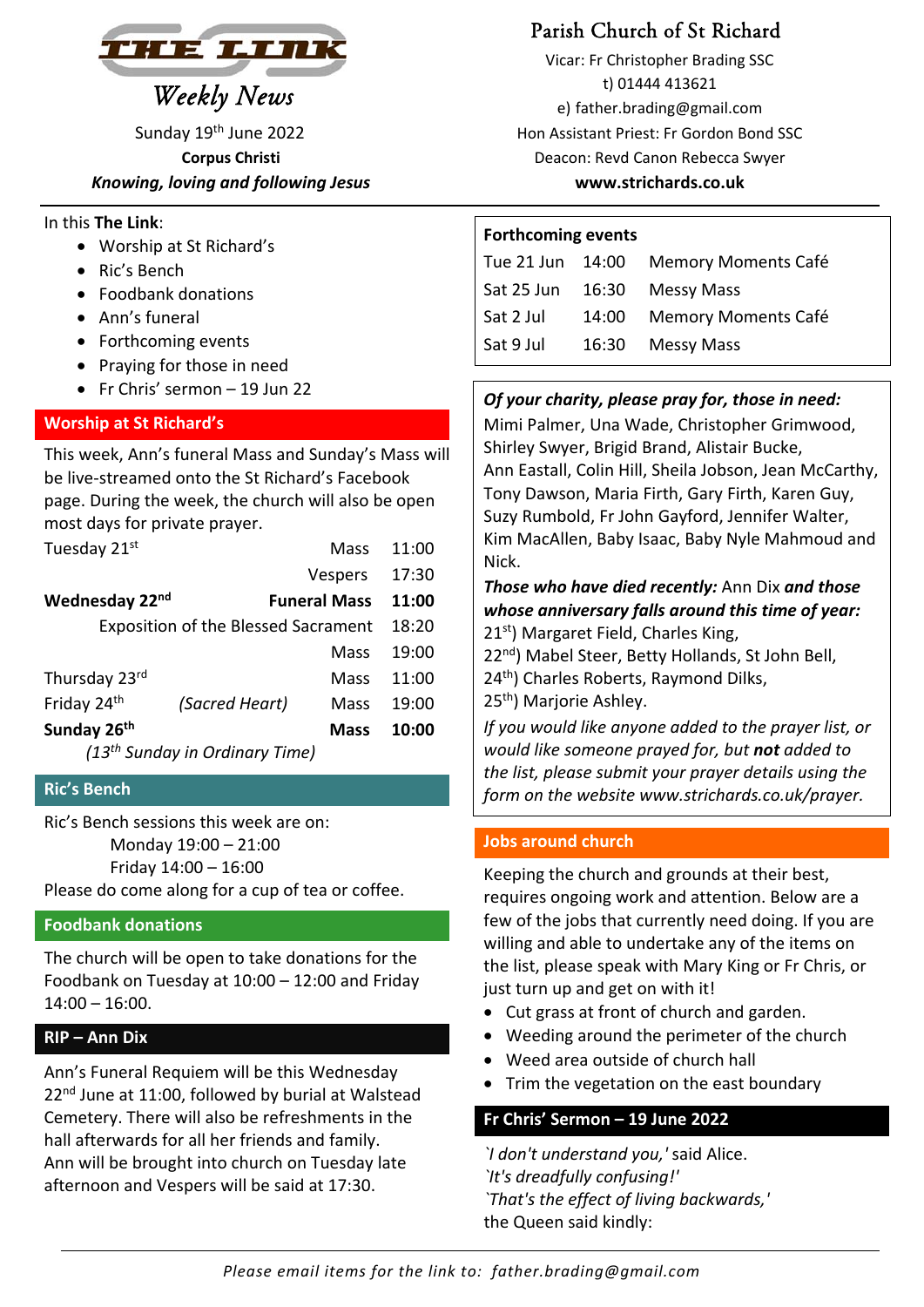# THE LINK

*Weekly News*

Sunday 19th June 2022

**Corpus Christi**

***Knowing, loving and following Jesus***

## Parish Church of St Richard

Vicar: Fr Christopher Brading SSC

t) 01444 413621

e) father.brading@gmail.com

Hon Assistant Priest: Fr Gordon Bond SSC

Deacon: Revd Canon Rebecca Swyer

**www.strichards.co.uk**

In this **The Link**:

- Worship at St Richard's
- Ric's Bench
- Foodbank donations
- Ann's funeral
- Forthcoming events
- Praying for those in need
- Fr Chris' sermon – 19 Jun 22

## Worship at St Richard's

This week, Ann's funeral Mass and Sunday's Mass will be live-streamed onto the St Richard's Facebook page. During the week, the church will also be open most days for private prayer.

| | | | |
|---|---|---|---|
| Tuesday 21st | | Mass | 11:00 |
| | | Vespers | 17:30 |
| **Wednesday 22nd** | | **Funeral Mass** | **11:00** |
| | | Exposition of the Blessed Sacrament | 18:20 |
| | | Mass | 19:00 |
| Thursday 23rd | | Mass | 11:00 |
| Friday 24th | *(Sacred Heart)* | Mass | 19:00 |
| **Sunday 26th** | | **Mass** | **10:00** |

*(13th Sunday in Ordinary Time)*

## Ric's Bench

Ric's Bench sessions this week are on:

Monday 19:00 – 21:00
Friday 14:00 – 16:00

Please do come along for a cup of tea or coffee.

## Foodbank donations

The church will be open to take donations for the Foodbank on Tuesday at 10:00 – 12:00 and Friday 14:00 – 16:00.

## RIP – Ann Dix

Ann's Funeral Requiem will be this Wednesday 22nd June at 11:00, followed by burial at Walstead Cemetery. There will also be refreshments in the hall afterwards for all her friends and family.

Ann will be brought into church on Tuesday late afternoon and Vespers will be said at 17:30.

## Forthcoming events

| | | |
|---|---|---|
| Tue 21 Jun | 14:00 | Memory Moments Café |
| Sat 25 Jun | 16:30 | Messy Mass |
| Sat 2 Jul | 14:00 | Memory Moments Café |
| Sat 9 Jul | 16:30 | Messy Mass |

***Of your charity, please pray for, those in need:*** Mimi Palmer, Una Wade, Christopher Grimwood, Shirley Swyer, Brigid Brand, Alistair Bucke, Ann Eastall, Colin Hill, Sheila Jobson, Jean McCarthy, Tony Dawson, Maria Firth, Gary Firth, Karen Guy, Suzy Rumbold, Fr John Gayford, Jennifer Walter, Kim MacAllen, Baby Isaac, Baby Nyle Mahmoud and Nick.

***Those who have died recently:*** Ann Dix ***and those whose anniversary falls around this time of year:***

21st) Margaret Field, Charles King,
22nd) Mabel Steer, Betty Hollands, St John Bell,
24th) Charles Roberts, Raymond Dilks,
25th) Marjorie Ashley.

*If you would like anyone added to the prayer list, or would like someone prayed for, but **not** added to the list, please submit your prayer details using the form on the website www.strichards.co.uk/prayer.*

## Jobs around church

Keeping the church and grounds at their best, requires ongoing work and attention. Below are a few of the jobs that currently need doing. If you are willing and able to undertake any of the items on the list, please speak with Mary King or Fr Chris, or just turn up and get on with it!

- Cut grass at front of church and garden.
- Weeding around the perimeter of the church
- Weed area outside of church hall
- Trim the vegetation on the east boundary

## Fr Chris' Sermon – 19 June 2022

*`I don't understand you,'* said Alice.
*`It's dreadfully confusing!'*
*`That's the effect of living backwards,'* the Queen said kindly:

*Please email items for the link to: father.brading@gmail.com*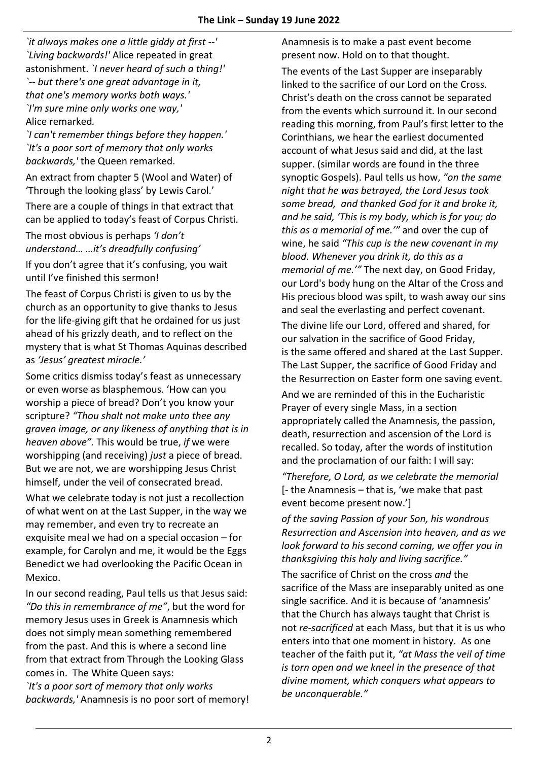*`it always makes one a little giddy at first --'*
*`Living backwards!'* Alice repeated in great astonishment. *`I never heard of such a thing!'*
*`-- but there's one great advantage in it, that one's memory works both ways.'*
*`I'm sure mine only works one way,'* Alice remarked.
*`I can't remember things before they happen.'*
*`It's a poor sort of memory that only works backwards,'* the Queen remarked.

An extract from chapter 5 (Wool and Water) of 'Through the looking glass' by Lewis Carol.'

There are a couple of things in that extract that can be applied to today's feast of Corpus Christi.

The most obvious is perhaps *'I don't understand… …it's dreadfully confusing'*

If you don't agree that it's confusing, you wait until I've finished this sermon!

The feast of Corpus Christi is given to us by the church as an opportunity to give thanks to Jesus for the life-giving gift that he ordained for us just ahead of his grizzly death, and to reflect on the mystery that is what St Thomas Aquinas described as *'Jesus' greatest miracle.'*

Some critics dismiss today's feast as unnecessary or even worse as blasphemous. 'How can you worship a piece of bread? Don't you know your scripture? *"Thou shalt not make unto thee any graven image, or any likeness of anything that is in heaven above".* This would be true, *if* we were worshipping (and receiving) *just* a piece of bread. But we are not, we are worshipping Jesus Christ himself, under the veil of consecrated bread.

What we celebrate today is not just a recollection of what went on at the Last Supper, in the way we may remember, and even try to recreate an exquisite meal we had on a special occasion – for example, for Carolyn and me, it would be the Eggs Benedict we had overlooking the Pacific Ocean in Mexico.

In our second reading, Paul tells us that Jesus said: *"Do this in remembrance of me"*, but the word for memory Jesus uses in Greek is Anamnesis which does not simply mean something remembered from the past. And this is where a second line from that extract from Through the Looking Glass comes in. The White Queen says:
*`It's a poor sort of memory that only works backwards,'* Anamnesis is no poor sort of memory! Anamnesis is to make a past event become present now. Hold on to that thought.

The events of the Last Supper are inseparably linked to the sacrifice of our Lord on the Cross. Christ's death on the cross cannot be separated from the events which surround it. In our second reading this morning, from Paul's first letter to the Corinthians, we hear the earliest documented account of what Jesus said and did, at the last supper. (similar words are found in the three synoptic Gospels). Paul tells us how, *"on the same night that he was betrayed, the Lord Jesus took some bread, and thanked God for it and broke it, and he said, 'This is my body, which is for you; do this as a memorial of me.'"* and over the cup of wine, he said *"This cup is the new covenant in my blood. Whenever you drink it, do this as a memorial of me.'"* The next day, on Good Friday, our Lord's body hung on the Altar of the Cross and His precious blood was spilt, to wash away our sins and seal the everlasting and perfect covenant.

The divine life our Lord, offered and shared, for our salvation in the sacrifice of Good Friday, is the same offered and shared at the Last Supper. The Last Supper, the sacrifice of Good Friday and the Resurrection on Easter form one saving event.

And we are reminded of this in the Eucharistic Prayer of every single Mass, in a section appropriately called the Anamnesis, the passion, death, resurrection and ascension of the Lord is recalled. So today, after the words of institution and the proclamation of our faith: I will say:

*"Therefore, O Lord, as we celebrate the memorial* [- the Anamnesis – that is, 'we make that past event become present now.']

*of the saving Passion of your Son, his wondrous Resurrection and Ascension into heaven, and as we look forward to his second coming, we offer you in thanksgiving this holy and living sacrifice."*

The sacrifice of Christ on the cross *and* the sacrifice of the Mass are inseparably united as one single sacrifice. And it is because of 'anamnesis' that the Church has always taught that Christ is not *re-sacrificed* at each Mass, but that it is us who enters into that one moment in history. As one teacher of the faith put it, *"at Mass the veil of time is torn open and we kneel in the presence of that divine moment, which conquers what appears to be unconquerable."*